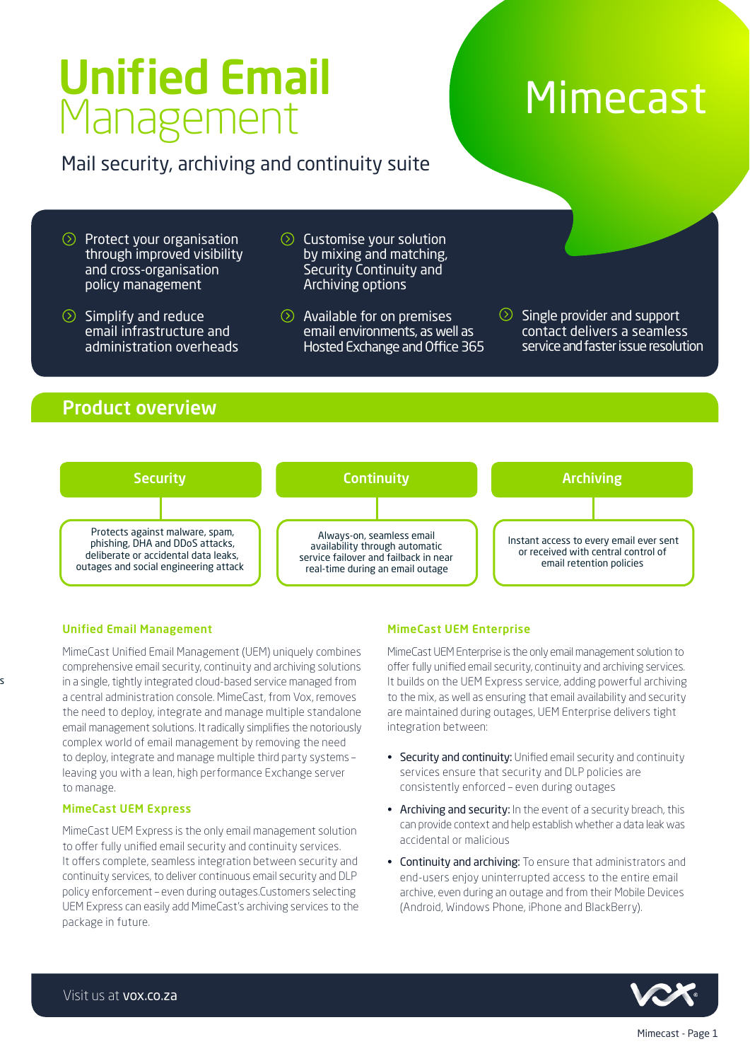# Unified Email Management

Mimecast

Mail security, archiving and continuity suite

- Protect your organisation through improved visibility and cross-organisation policy management
- Customise your solution by mixing and matching, Security Continuity and Archiving options
- Simplify and reduce email infrastructure and administration overheads
- Available for on premises email environments, as well as Hosted Exchange and Office 365
- Single provider and support contact delivers a seamless service and faster issue resolution

## Product overview

| Security | Continuity | Archiving |
|---|---|---|
| Protects against malware, spam, phishing, DHA and DDoS attacks, deliberate or accidental data leaks, outages and social engineering attack | Always-on, seamless email availability through automatic service failover and failback in near real-time during an email outage | Instant access to every email ever sent or received with central control of email retention policies |

### Unified Email Management

MimeCast Unified Email Management (UEM) uniquely combines comprehensive email security, continuity and archiving solutions in a single, tightly integrated cloud-based service managed from a central administration console. MimeCast, from Vox, removes the need to deploy, integrate and manage multiple standalone email management solutions. It radically simplifies the notoriously complex world of email management by removing the need to deploy, integrate and manage multiple third party systems – leaving you with a lean, high performance Exchange server to manage.

### MimeCast UEM Express

MimeCast UEM Express is the only email management solution to offer fully unified email security and continuity services. It offers complete, seamless integration between security and continuity services, to deliver continuous email security and DLP policy enforcement – even during outages.Customers selecting UEM Express can easily add MimeCast's archiving services to the package in future.

### MimeCast UEM Enterprise

MimeCast UEM Enterprise is the only email management solution to offer fully unified email security, continuity and archiving services. It builds on the UEM Express service, adding powerful archiving to the mix, as well as ensuring that email availability and security are maintained during outages, UEM Enterprise delivers tight integration between:

- Security and continuity: Unified email security and continuity services ensure that security and DLP policies are consistently enforced – even during outages
- Archiving and security: In the event of a security breach, this can provide context and help establish whether a data leak was accidental or malicious
- Continuity and archiving: To ensure that administrators and end-users enjoy uninterrupted access to the entire email archive, even during an outage and from their Mobile Devices (Android, Windows Phone, iPhone and BlackBerry).

Visit us at vox.co.za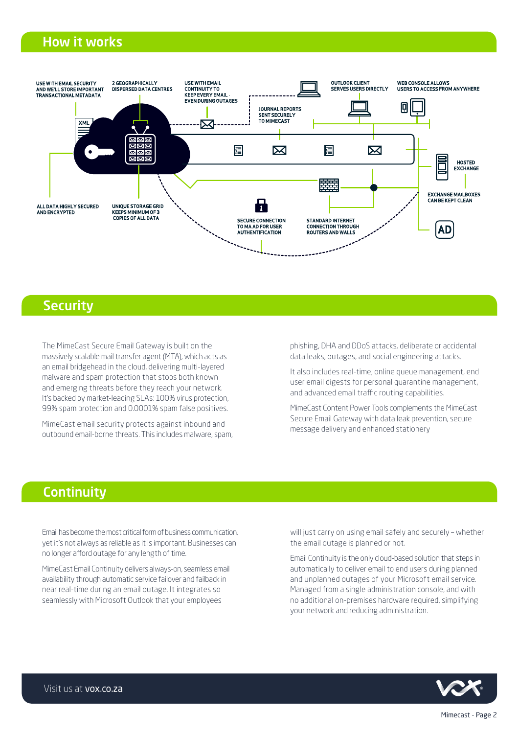## How it works

USE WITH EMAIL SECURITY AND WE'LL STORE IMPORTANT TRANSACTIONAL METADATA

2 GEOGRAPHICALLY DISPERSED DATA CENTRES

USE WITH EMAIL CONTINUITY TO KEEP EVERY EMAIL - EVEN DURING OUTAGES

JOURNAL REPORTS SENT SECURELY TO MIMECAST

OUTLOOK CLIENT SERVES USERS DIRECTLY

WEB CONSOLE ALLOWS USERS TO ACCESS FROM ANYWHERE

XML

HOSTED EXCHANGE

EXCHANGE MAILBOXES CAN BE KEPT CLEAN

ALL DATA HIGHLY SECURED AND ENCRYPTED

UNIQUE STORAGE GRID KEEPS MINIMUM OF 3 COPIES OF ALL DATA

SECURE CONNECTION TO MA AD FOR USER AUTHENTIFICATION

STANDARD INTERNET CONNECTION THROUGH ROUTERS AND WALLS

AD

## Security

The MimeCast Secure Email Gateway is built on the massively scalable mail transfer agent (MTA), which acts as an email bridgehead in the cloud, delivering multi-layered malware and spam protection that stops both known and emerging threats before they reach your network. It's backed by market-leading SLAs: 100% virus protection, 99% spam protection and 0.0001% spam false positives.

MimeCast email security protects against inbound and outbound email-borne threats. This includes malware, spam, phishing, DHA and DDoS attacks, deliberate or accidental data leaks, outages, and social engineering attacks.

It also includes real-time, online queue management, end user email digests for personal quarantine management, and advanced email traffic routing capabilities.

MimeCast Content Power Tools complements the MimeCast Secure Email Gateway with data leak prevention, secure message delivery and enhanced stationery

## Continuity

Email has become the most critical form of business communication, yet it's not always as reliable as it is important. Businesses can no longer afford outage for any length of time.

MimeCast Email Continuity delivers always-on, seamless email availability through automatic service failover and failback in near real-time during an email outage. It integrates so seamlessly with Microsoft Outlook that your employees will just carry on using email safely and securely – whether the email outage is planned or not.

Email Continuity is the only cloud-based solution that steps in automatically to deliver email to end users during planned and unplanned outages of your Microsoft email service. Managed from a single administration console, and with no additional on-premises hardware required, simplifying your network and reducing administration.

Visit us at **vox.co.za**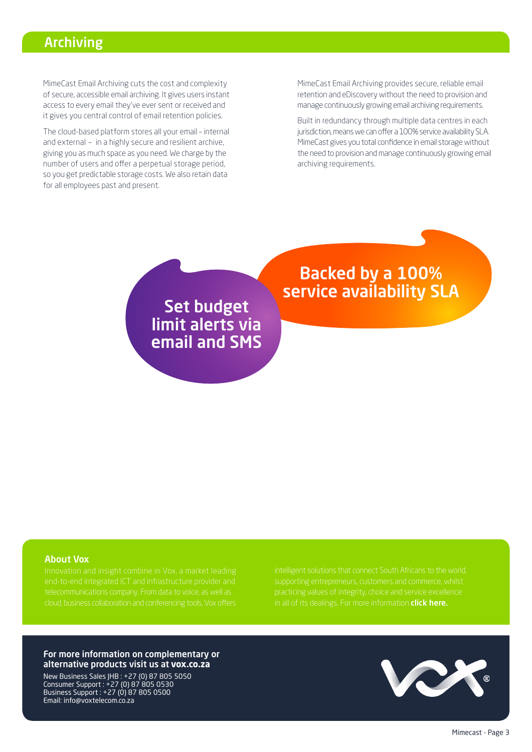# Archiving

MimeCast Email Archiving cuts the cost and complexity of secure, accessible email archiving. It gives users instant access to every email they've ever sent or received and it gives you central control of email retention policies.

The cloud-based platform stores all your email – internal and external – in a highly secure and resilient archive, giving you as much space as you need. We charge by the number of users and offer a perpetual storage period, so you get predictable storage costs. We also retain data for all employees past and present.

MimeCast Email Archiving provides secure, reliable email retention and eDiscovery without the need to provision and manage continuously growing email archiving requirements.

Built in redundancy through multiple data centres in each jurisdiction, means we can offer a 100% service availability SLA. MimeCast gives you total confidence in email storage without the need to provision and manage continuously growing email archiving requirements.

**Backed by a 100% service availability SLA**

**Set budget limit alerts via email and SMS**

## About Vox

Innovation and insight combine in Vox, a market leading end-to-end integrated ICT and infrastructure provider and telecommunications company. From data to voice, as well as cloud, business collaboration and conferencing tools, Vox offers intelligent solutions that connect South Africans to the world, supporting entrepreneurs, customers and commerce, whilst practicing values of integrity, choice and service excellence in all of its dealings. For more information **click here.**

**For more information on complementary or alternative products visit us at vox.co.za**

New Business Sales JHB : +27 (0) 87 805 5050
Consumer Support : +27 (0) 87 805 0530
Business Support : +27 (0) 87 805 0500
Email: info@voxtelecom.co.za